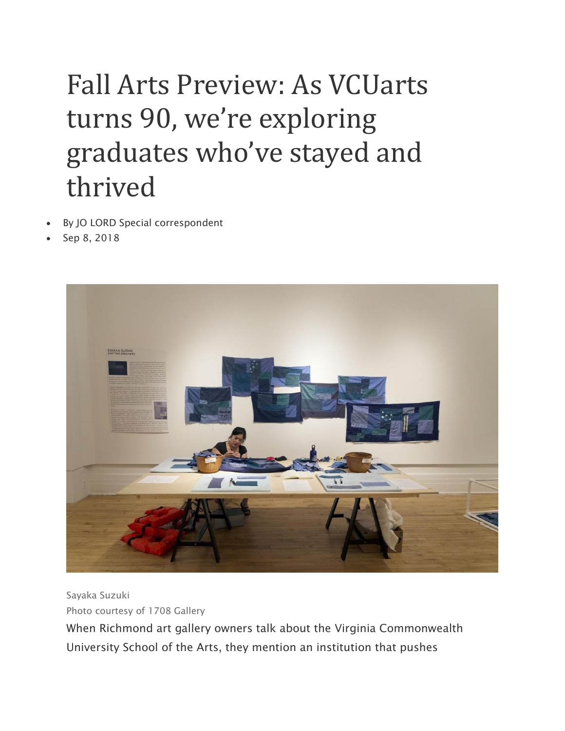# Fall Arts Preview: As VCUarts turns 90, we're exploring graduates who've stayed and thrived

- By JO LORD Special correspondent
- Sep 8, 2018

Sayaka Suzuki

Photo courtesy of 1708 Gallery

When Richmond art gallery owners talk about the Virginia Commonwealth University School of the Arts, they mention an institution that pushes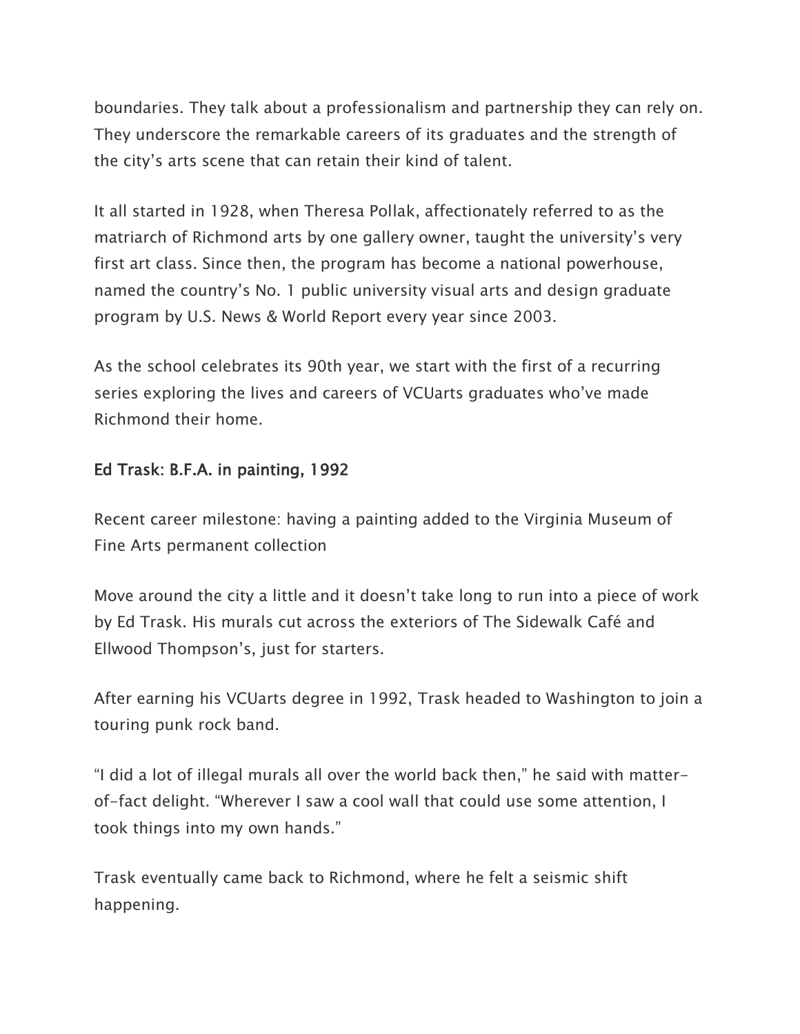boundaries. They talk about a professionalism and partnership they can rely on. They underscore the remarkable careers of its graduates and the strength of the city's arts scene that can retain their kind of talent.

It all started in 1928, when Theresa Pollak, affectionately referred to as the matriarch of Richmond arts by one gallery owner, taught the university's very first art class. Since then, the program has become a national powerhouse, named the country's No. 1 public university visual arts and design graduate program by U.S. News & World Report every year since 2003.

As the school celebrates its 90th year, we start with the first of a recurring series exploring the lives and careers of VCUarts graduates who've made Richmond their home.

## Ed Trask: B.F.A. in painting, 1992

Recent career milestone: having a painting added to the Virginia Museum of Fine Arts permanent collection

Move around the city a little and it doesn't take long to run into a piece of work by Ed Trask. His murals cut across the exteriors of The Sidewalk Café and Ellwood Thompson's, just for starters.

After earning his VCUarts degree in 1992, Trask headed to Washington to join a touring punk rock band.

"I did a lot of illegal murals all over the world back then," he said with matter-of-fact delight. "Wherever I saw a cool wall that could use some attention, I took things into my own hands."

Trask eventually came back to Richmond, where he felt a seismic shift happening.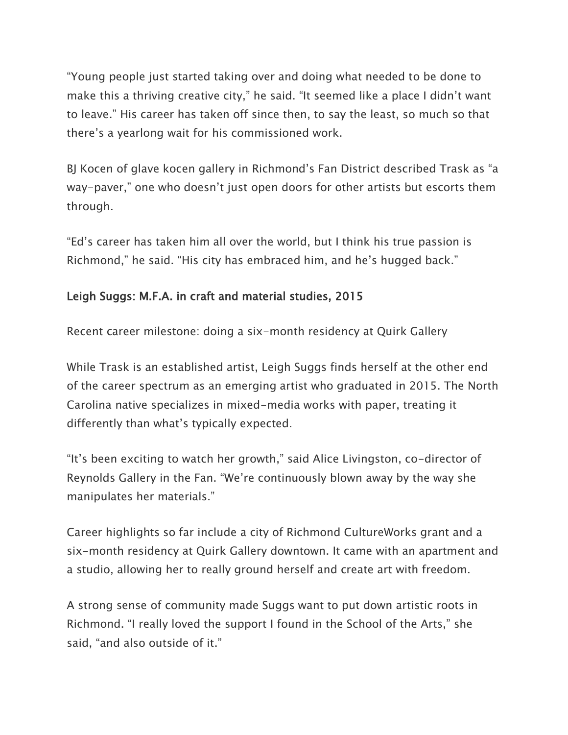"Young people just started taking over and doing what needed to be done to make this a thriving creative city," he said. "It seemed like a place I didn't want to leave." His career has taken off since then, to say the least, so much so that there's a yearlong wait for his commissioned work.

BJ Kocen of glave kocen gallery in Richmond's Fan District described Trask as "a way-paver," one who doesn't just open doors for other artists but escorts them through.

"Ed's career has taken him all over the world, but I think his true passion is Richmond," he said. "His city has embraced him, and he's hugged back."

### Leigh Suggs: M.F.A. in craft and material studies, 2015

Recent career milestone: doing a six-month residency at Quirk Gallery

While Trask is an established artist, Leigh Suggs finds herself at the other end of the career spectrum as an emerging artist who graduated in 2015. The North Carolina native specializes in mixed-media works with paper, treating it differently than what's typically expected.

"It's been exciting to watch her growth," said Alice Livingston, co-director of Reynolds Gallery in the Fan. "We're continuously blown away by the way she manipulates her materials."

Career highlights so far include a city of Richmond CultureWorks grant and a six-month residency at Quirk Gallery downtown. It came with an apartment and a studio, allowing her to really ground herself and create art with freedom.

A strong sense of community made Suggs want to put down artistic roots in Richmond. "I really loved the support I found in the School of the Arts," she said, "and also outside of it."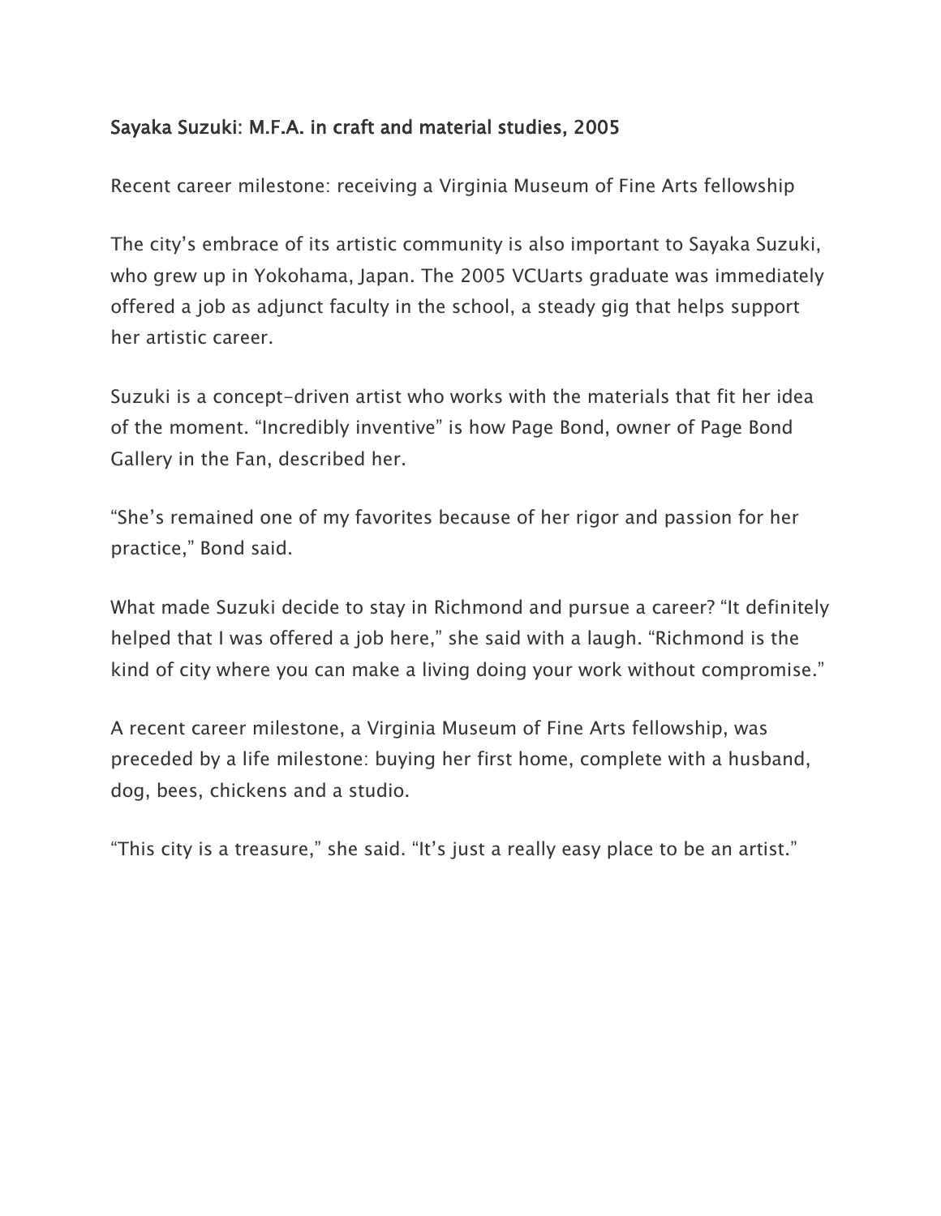### Sayaka Suzuki: M.F.A. in craft and material studies, 2005

Recent career milestone: receiving a Virginia Museum of Fine Arts fellowship

The city's embrace of its artistic community is also important to Sayaka Suzuki, who grew up in Yokohama, Japan. The 2005 VCUarts graduate was immediately offered a job as adjunct faculty in the school, a steady gig that helps support her artistic career.

Suzuki is a concept-driven artist who works with the materials that fit her idea of the moment. "Incredibly inventive" is how Page Bond, owner of Page Bond Gallery in the Fan, described her.

"She's remained one of my favorites because of her rigor and passion for her practice," Bond said.

What made Suzuki decide to stay in Richmond and pursue a career? "It definitely helped that I was offered a job here," she said with a laugh. "Richmond is the kind of city where you can make a living doing your work without compromise."

A recent career milestone, a Virginia Museum of Fine Arts fellowship, was preceded by a life milestone: buying her first home, complete with a husband, dog, bees, chickens and a studio.

"This city is a treasure," she said. "It's just a really easy place to be an artist."